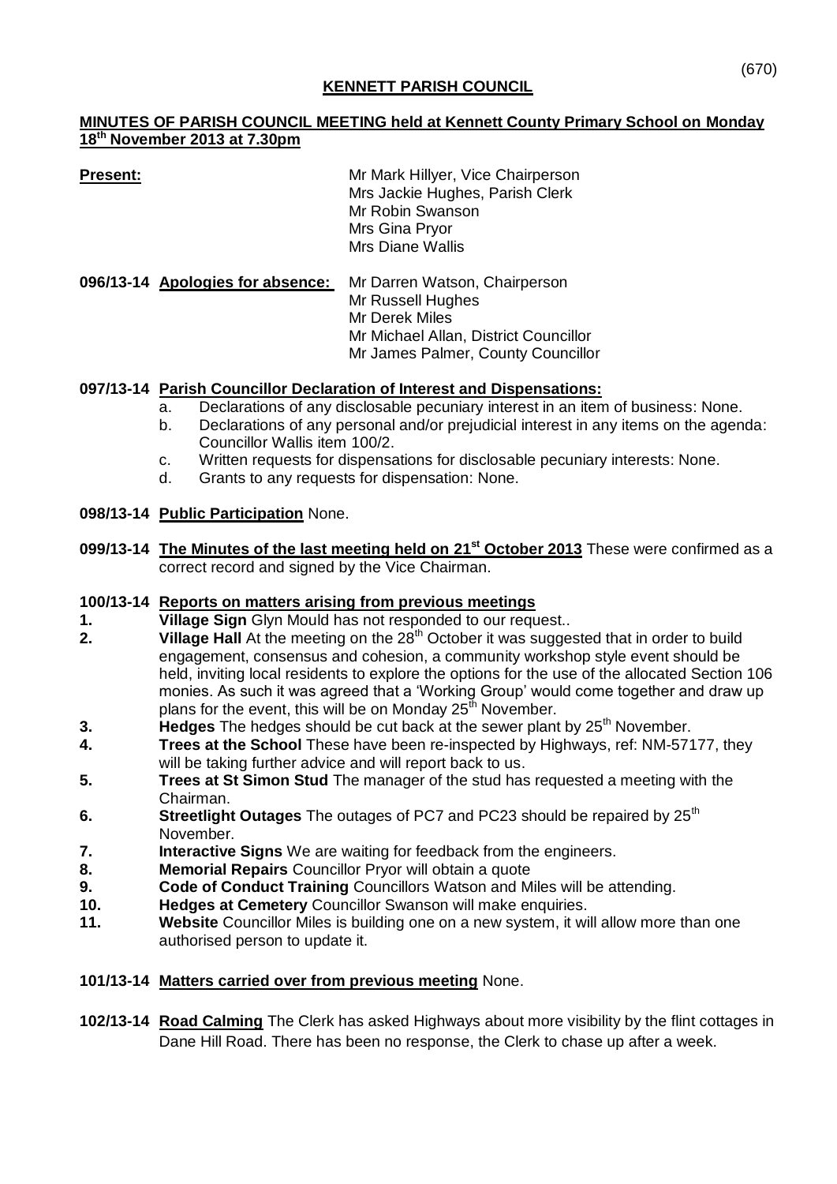(670)

# KENNETT PARISH COUNCIL

## MINUTES OF PARISH COUNCIL MEETING held at Kennett County Primary School on Monday 18th November 2013 at 7.30pm

**Present:**
Mr Mark Hillyer, Vice Chairperson
Mrs Jackie Hughes, Parish Clerk
Mr Robin Swanson
Mrs Gina Pryor
Mrs Diane Wallis

**096/13-14 Apologies for absence:**
Mr Darren Watson, Chairperson
Mr Russell Hughes
Mr Derek Miles
Mr Michael Allan, District Councillor
Mr James Palmer, County Councillor

**097/13-14 Parish Councillor Declaration of Interest and Dispensations:**

a. Declarations of any disclosable pecuniary interest in an item of business: None.
b. Declarations of any personal and/or prejudicial interest in any items on the agenda: Councillor Wallis item 100/2.
c. Written requests for dispensations for disclosable pecuniary interests: None.
d. Grants to any requests for dispensation: None.

**098/13-14 Public Participation** None.

**099/13-14 The Minutes of the last meeting held on 21st October 2013** These were confirmed as a correct record and signed by the Vice Chairman.

**100/13-14 Reports on matters arising from previous meetings**

1. **Village Sign** Glyn Mould has not responded to our request..
2. **Village Hall** At the meeting on the 28th October it was suggested that in order to build engagement, consensus and cohesion, a community workshop style event should be held, inviting local residents to explore the options for the use of the allocated Section 106 monies. As such it was agreed that a 'Working Group' would come together and draw up plans for the event, this will be on Monday 25th November.
3. **Hedges** The hedges should be cut back at the sewer plant by 25th November.
4. **Trees at the School** These have been re-inspected by Highways, ref: NM-57177, they will be taking further advice and will report back to us.
5. **Trees at St Simon Stud** The manager of the stud has requested a meeting with the Chairman.
6. **Streetlight Outages** The outages of PC7 and PC23 should be repaired by 25th November.
7. **Interactive Signs** We are waiting for feedback from the engineers.
8. **Memorial Repairs** Councillor Pryor will obtain a quote
9. **Code of Conduct Training** Councillors Watson and Miles will be attending.
10. **Hedges at Cemetery** Councillor Swanson will make enquiries.
11. **Website** Councillor Miles is building one on a new system, it will allow more than one authorised person to update it.

**101/13-14 Matters carried over from previous meeting** None.

**102/13-14 Road Calming** The Clerk has asked Highways about more visibility by the flint cottages in Dane Hill Road. There has been no response, the Clerk to chase up after a week.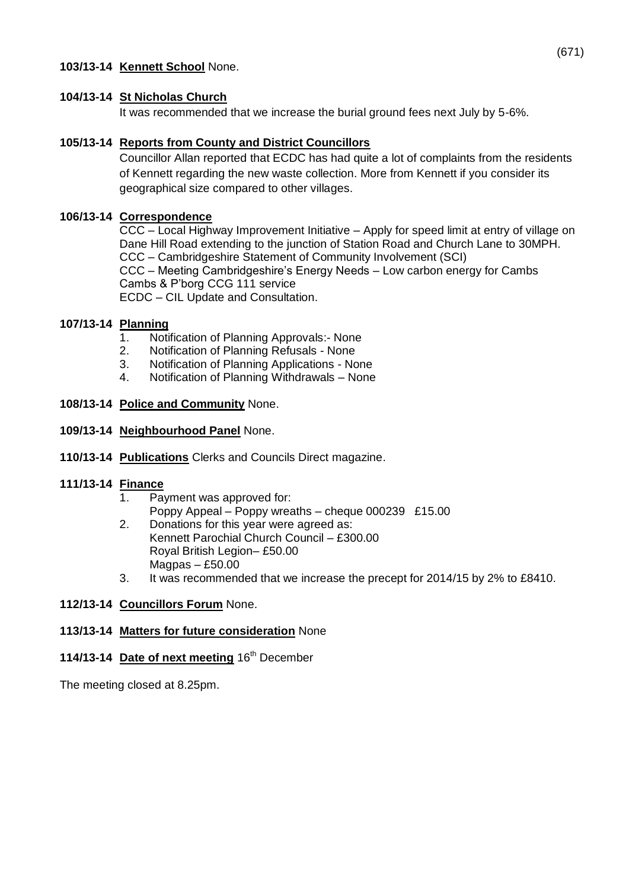**103/13-14 Kennett School** None.

**104/13-14 St Nicholas Church**

It was recommended that we increase the burial ground fees next July by 5-6%.

**105/13-14 Reports from County and District Councillors**

Councillor Allan reported that ECDC has had quite a lot of complaints from the residents of Kennett regarding the new waste collection. More from Kennett if you consider its geographical size compared to other villages.

**106/13-14 Correspondence**

CCC – Local Highway Improvement Initiative – Apply for speed limit at entry of village on Dane Hill Road extending to the junction of Station Road and Church Lane to 30MPH.
CCC – Cambridgeshire Statement of Community Involvement (SCI)
CCC – Meeting Cambridgeshire's Energy Needs – Low carbon energy for Cambs
Cambs & P'borg CCG 111 service
ECDC – CIL Update and Consultation.

**107/13-14 Planning**

1. Notification of Planning Approvals:- None
2. Notification of Planning Refusals - None
3. Notification of Planning Applications - None
4. Notification of Planning Withdrawals – None

**108/13-14 Police and Community** None.

**109/13-14 Neighbourhood Panel** None.

**110/13-14 Publications** Clerks and Councils Direct magazine.

**111/13-14 Finance**

1. Payment was approved for:
   Poppy Appeal – Poppy wreaths – cheque 000239 £15.00
2. Donations for this year were agreed as:
   Kennett Parochial Church Council – £300.00
   Royal British Legion– £50.00
   Magpas – £50.00
3. It was recommended that we increase the precept for 2014/15 by 2% to £8410.

**112/13-14 Councillors Forum** None.

**113/13-14 Matters for future consideration** None

**114/13-14 Date of next meeting** 16th December

The meeting closed at 8.25pm.